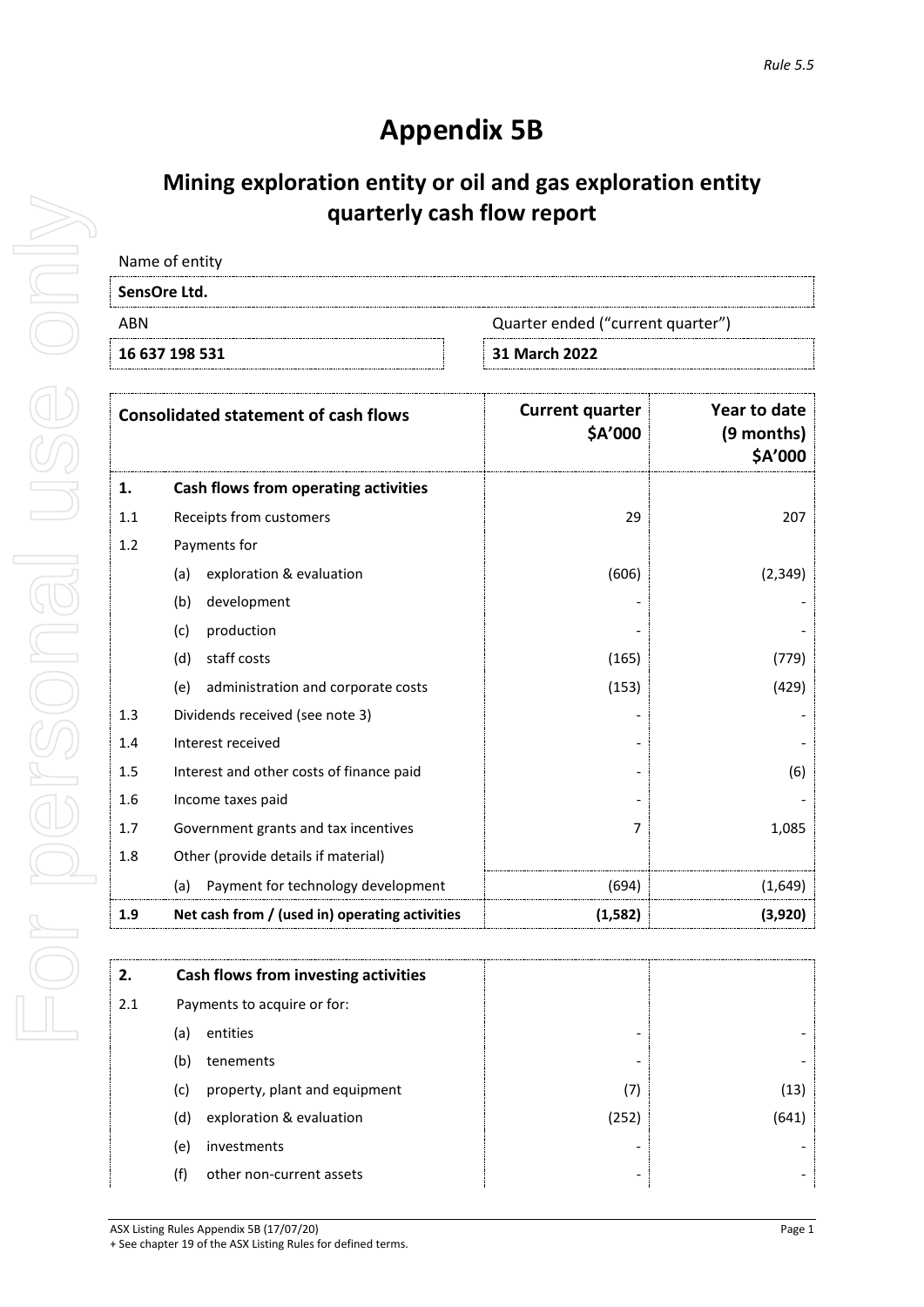*Rule 5.5*

# Appendix 5B

## Mining exploration entity or oil and gas exploration entity quarterly cash flow report

Name of entity

**SensOre Ltd.**

| ABN | Quarter ended ("current quarter") |
|---|---|
| **16 637 198 531** | **31 March 2022** |

| | **Consolidated statement of cash flows** | **Current quarter $A'000** | **Year to date (9 months) $A'000** |
|---|---|---|---|
| **1.** | **Cash flows from operating activities** | | |
| 1.1 | Receipts from customers | 29 | 207 |
| 1.2 | Payments for | | |
| | (a) exploration & evaluation | (606) | (2,349) |
| | (b) development | - | - |
| | (c) production | - | - |
| | (d) staff costs | (165) | (779) |
| | (e) administration and corporate costs | (153) | (429) |
| 1.3 | Dividends received (see note 3) | - | - |
| 1.4 | Interest received | - | - |
| 1.5 | Interest and other costs of finance paid | - | (6) |
| 1.6 | Income taxes paid | - | - |
| 1.7 | Government grants and tax incentives | 7 | 1,085 |
| 1.8 | Other (provide details if material) | | |
| | (a) Payment for technology development | (694) | (1,649) |
| **1.9** | **Net cash from / (used in) operating activities** | **(1,582)** | **(3,920)** |

| | | | |
|---|---|---|---|
| **2.** | **Cash flows from investing activities** | | |
| 2.1 | Payments to acquire or for: | | |
| | (a) entities | - | - |
| | (b) tenements | - | - |
| | (c) property, plant and equipment | (7) | (13) |
| | (d) exploration & evaluation | (252) | (641) |
| | (e) investments | - | - |
| | (f) other non-current assets | - | - |

ASX Listing Rules Appendix 5B (17/07/20)
+ See chapter 19 of the ASX Listing Rules for defined terms.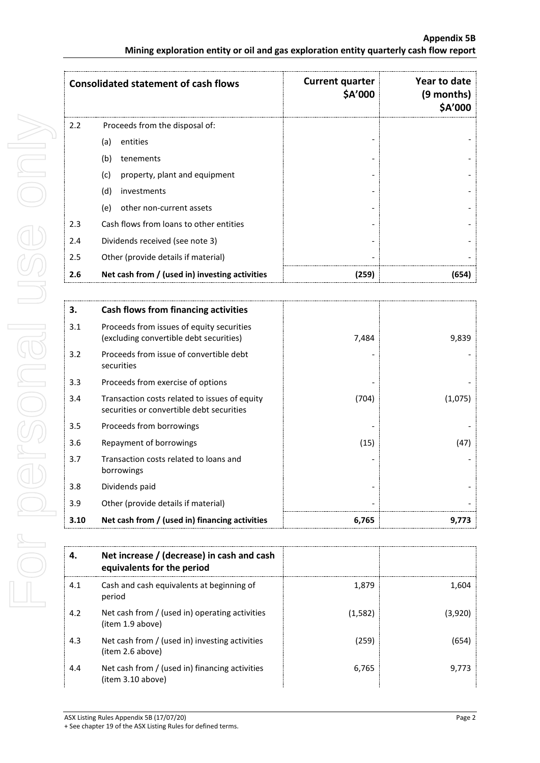| Consolidated statement of cash flows | | Current quarter $A'000 | Year to date (9 months) $A'000 |
|---|---|---|---|
| 2.2 | Proceeds from the disposal of: | | |
| | (a) entities | - | - |
| | (b) tenements | - | - |
| | (c) property, plant and equipment | - | - |
| | (d) investments | - | - |
| | (e) other non-current assets | - | - |
| 2.3 | Cash flows from loans to other entities | - | - |
| 2.4 | Dividends received (see note 3) | - | - |
| 2.5 | Other (provide details if material) | - | - |
| **2.6** | **Net cash from / (used in) investing activities** | **(259)** | **(654)** |

| **3.** | **Cash flows from financing activities** | | |
|---|---|---|---|
| 3.1 | Proceeds from issues of equity securities (excluding convertible debt securities) | 7,484 | 9,839 |
| 3.2 | Proceeds from issue of convertible debt securities | - | - |
| 3.3 | Proceeds from exercise of options | - | - |
| 3.4 | Transaction costs related to issues of equity securities or convertible debt securities | (704) | (1,075) |
| 3.5 | Proceeds from borrowings | - | - |
| 3.6 | Repayment of borrowings | (15) | (47) |
| 3.7 | Transaction costs related to loans and borrowings | - | - |
| 3.8 | Dividends paid | - | - |
| 3.9 | Other (provide details if material) | - | - |
| **3.10** | **Net cash from / (used in) financing activities** | **6,765** | **9,773** |

| **4.** | **Net increase / (decrease) in cash and cash equivalents for the period** | | |
|---|---|---|---|
| 4.1 | Cash and cash equivalents at beginning of period | 1,879 | 1,604 |
| 4.2 | Net cash from / (used in) operating activities (item 1.9 above) | (1,582) | (3,920) |
| 4.3 | Net cash from / (used in) investing activities (item 2.6 above) | (259) | (654) |
| 4.4 | Net cash from / (used in) financing activities (item 3.10 above) | 6,765 | 9,773 |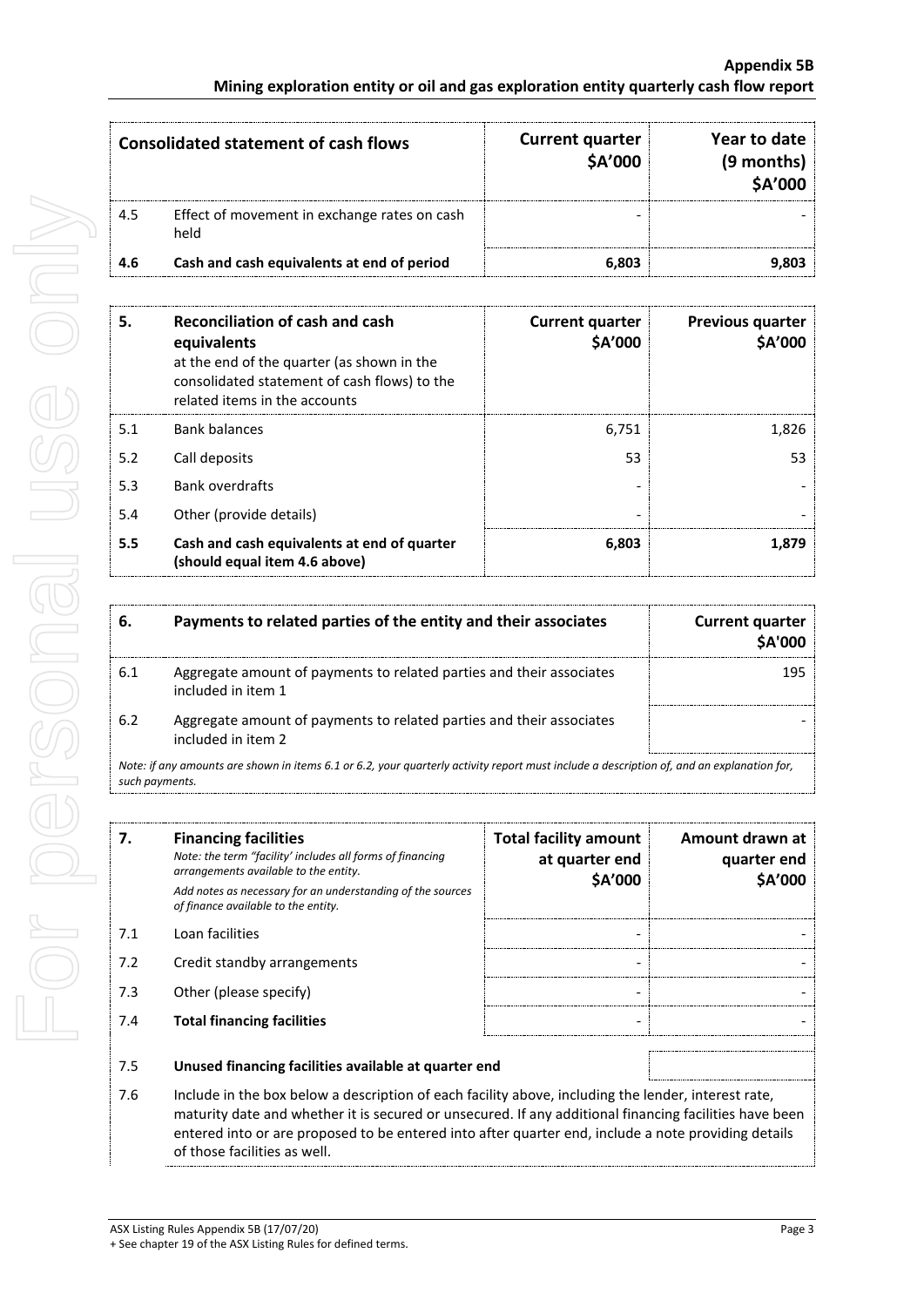| Consolidated statement of cash flows | | Current quarter \$A'000 | Year to date (9 months) \$A'000 |
|---|---|---|---|
| 4.5 | Effect of movement in exchange rates on cash held | - | - |
| **4.6** | **Cash and cash equivalents at end of period** | **6,803** | **9,803** |

| 5. | **Reconciliation of cash and cash equivalents** at the end of the quarter (as shown in the consolidated statement of cash flows) to the related items in the accounts | Current quarter \$A'000 | Previous quarter \$A'000 |
|---|---|---|---|
| 5.1 | Bank balances | 6,751 | 1,826 |
| 5.2 | Call deposits | 53 | 53 |
| 5.3 | Bank overdrafts | - | - |
| 5.4 | Other (provide details) | - | - |
| **5.5** | **Cash and cash equivalents at end of quarter (should equal item 4.6 above)** | **6,803** | **1,879** |

| 6. | Payments to related parties of the entity and their associates | Current quarter \$A'000 |
|---|---|---|
| 6.1 | Aggregate amount of payments to related parties and their associates included in item 1 | 195 |
| 6.2 | Aggregate amount of payments to related parties and their associates included in item 2 | - |

*Note: if any amounts are shown in items 6.1 or 6.2, your quarterly activity report must include a description of, and an explanation for, such payments.*

| 7. | **Financing facilities** *Note: the term "facility' includes all forms of financing arrangements available to the entity.* *Add notes as necessary for an understanding of the sources of finance available to the entity.* | Total facility amount at quarter end \$A'000 | Amount drawn at quarter end \$A'000 |
|---|---|---|---|
| 7.1 | Loan facilities | - | - |
| 7.2 | Credit standby arrangements | - | - |
| 7.3 | Other (please specify) | - | - |
| 7.4 | **Total financing facilities** | - | - |

| | | |
|---|---|---|
| 7.5 | **Unused financing facilities available at quarter end** | |

7.6 Include in the box below a description of each facility above, including the lender, interest rate, maturity date and whether it is secured or unsecured. If any additional financing facilities have been entered into or are proposed to be entered into after quarter end, include a note providing details of those facilities as well.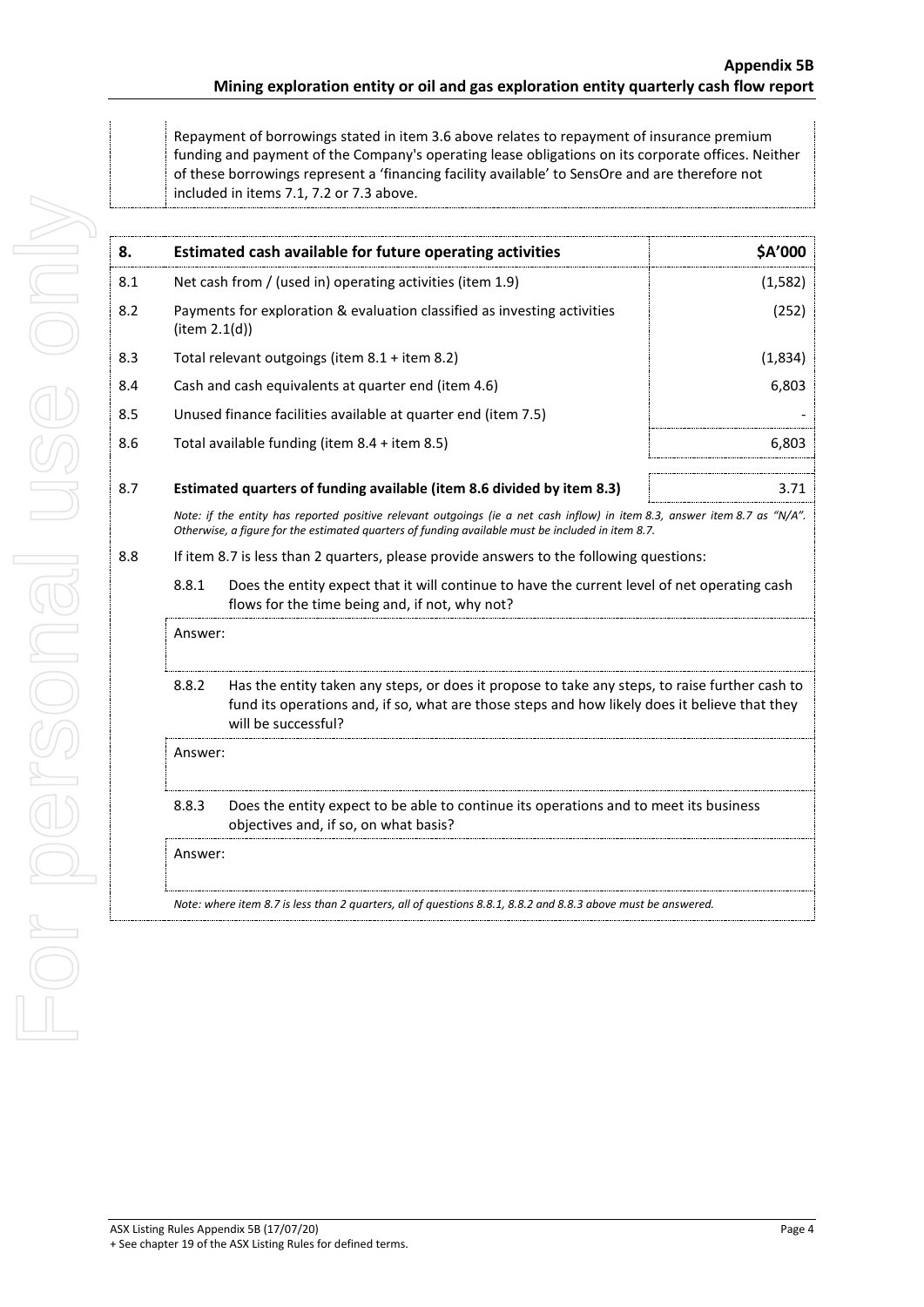Repayment of borrowings stated in item 3.6 above relates to repayment of insurance premium funding and payment of the Company's operating lease obligations on its corporate offices. Neither of these borrowings represent a 'financing facility available' to SensOre and are therefore not included in items 7.1, 7.2 or 7.3 above.

| **8.** | **Estimated cash available for future operating activities** | **$A'000** |
|---|---|---|
| 8.1 | Net cash from / (used in) operating activities (item 1.9) | (1,582) |
| 8.2 | Payments for exploration & evaluation classified as investing activities (item 2.1(d)) | (252) |
| 8.3 | Total relevant outgoings (item 8.1 + item 8.2) | (1,834) |
| 8.4 | Cash and cash equivalents at quarter end (item 4.6) | 6,803 |
| 8.5 | Unused finance facilities available at quarter end (item 7.5) | - |
| 8.6 | Total available funding (item 8.4 + item 8.5) | 6,803 |
| 8.7 | **Estimated quarters of funding available (item 8.6 divided by item 8.3)** | 3.71 |

*Note: if the entity has reported positive relevant outgoings (ie a net cash inflow) in item 8.3, answer item 8.7 as "N/A". Otherwise, a figure for the estimated quarters of funding available must be included in item 8.7.*

8.8 If item 8.7 is less than 2 quarters, please provide answers to the following questions:

8.8.1 Does the entity expect that it will continue to have the current level of net operating cash flows for the time being and, if not, why not?

Answer:

8.8.2 Has the entity taken any steps, or does it propose to take any steps, to raise further cash to fund its operations and, if so, what are those steps and how likely does it believe that they will be successful?

Answer:

8.8.3 Does the entity expect to be able to continue its operations and to meet its business objectives and, if so, on what basis?

Answer:

*Note: where item 8.7 is less than 2 quarters, all of questions 8.8.1, 8.8.2 and 8.8.3 above must be answered.*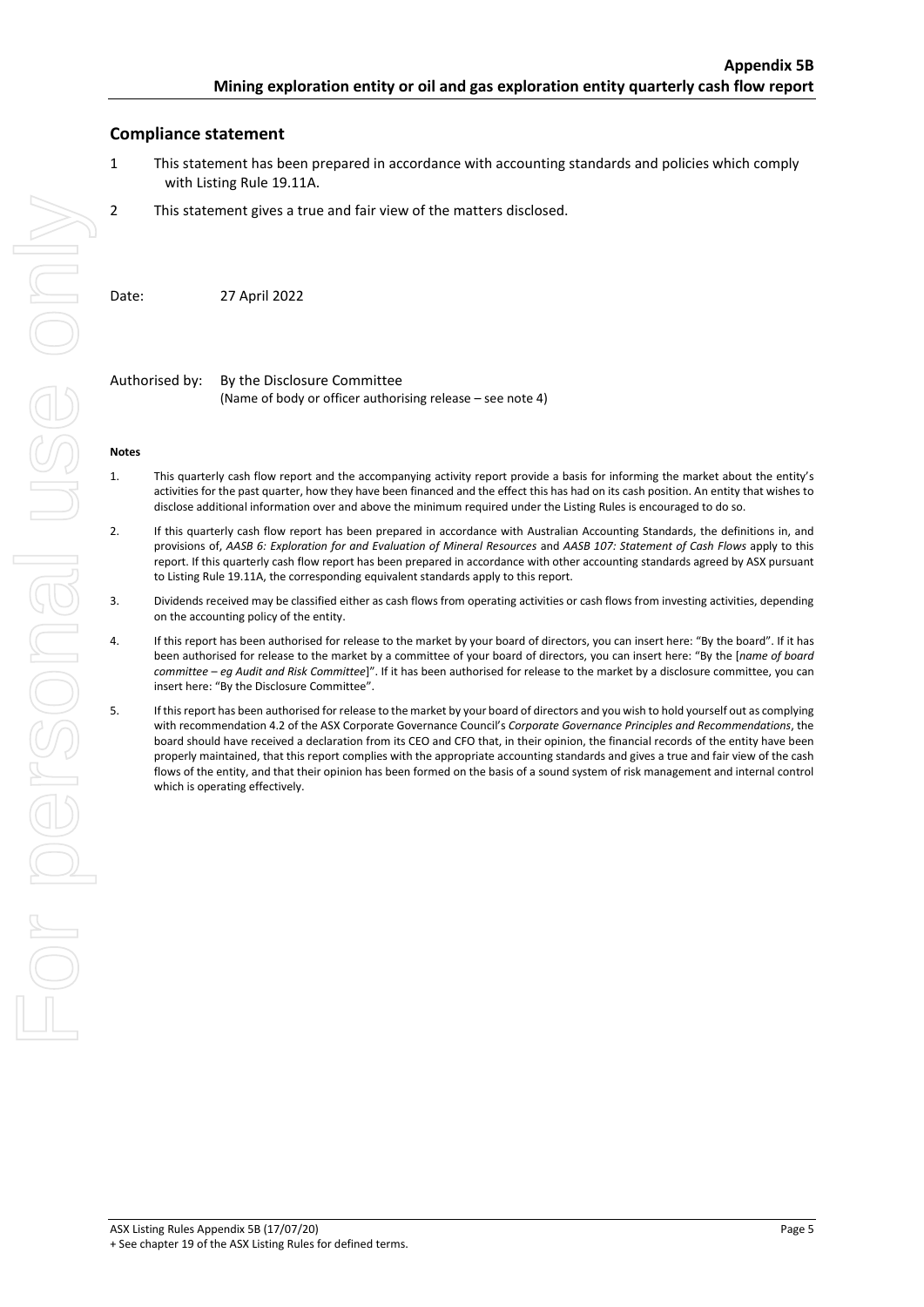## Compliance statement

1 This statement has been prepared in accordance with accounting standards and policies which comply with Listing Rule 19.11A.

2 This statement gives a true and fair view of the matters disclosed.

Date: 27 April 2022

Authorised by: By the Disclosure Committee
(Name of body or officer authorising release – see note 4)

**Notes**

1. This quarterly cash flow report and the accompanying activity report provide a basis for informing the market about the entity's activities for the past quarter, how they have been financed and the effect this has had on its cash position. An entity that wishes to disclose additional information over and above the minimum required under the Listing Rules is encouraged to do so.

2. If this quarterly cash flow report has been prepared in accordance with Australian Accounting Standards, the definitions in, and provisions of, *AASB 6: Exploration for and Evaluation of Mineral Resources* and *AASB 107: Statement of Cash Flows* apply to this report. If this quarterly cash flow report has been prepared in accordance with other accounting standards agreed by ASX pursuant to Listing Rule 19.11A, the corresponding equivalent standards apply to this report.

3. Dividends received may be classified either as cash flows from operating activities or cash flows from investing activities, depending on the accounting policy of the entity.

4. If this report has been authorised for release to the market by your board of directors, you can insert here: "By the board". If it has been authorised for release to the market by a committee of your board of directors, you can insert here: "By the [*name of board committee – eg Audit and Risk Committee*]". If it has been authorised for release to the market by a disclosure committee, you can insert here: "By the Disclosure Committee".

5. If this report has been authorised for release to the market by your board of directors and you wish to hold yourself out as complying with recommendation 4.2 of the ASX Corporate Governance Council's *Corporate Governance Principles and Recommendations*, the board should have received a declaration from its CEO and CFO that, in their opinion, the financial records of the entity have been properly maintained, that this report complies with the appropriate accounting standards and gives a true and fair view of the cash flows of the entity, and that their opinion has been formed on the basis of a sound system of risk management and internal control which is operating effectively.